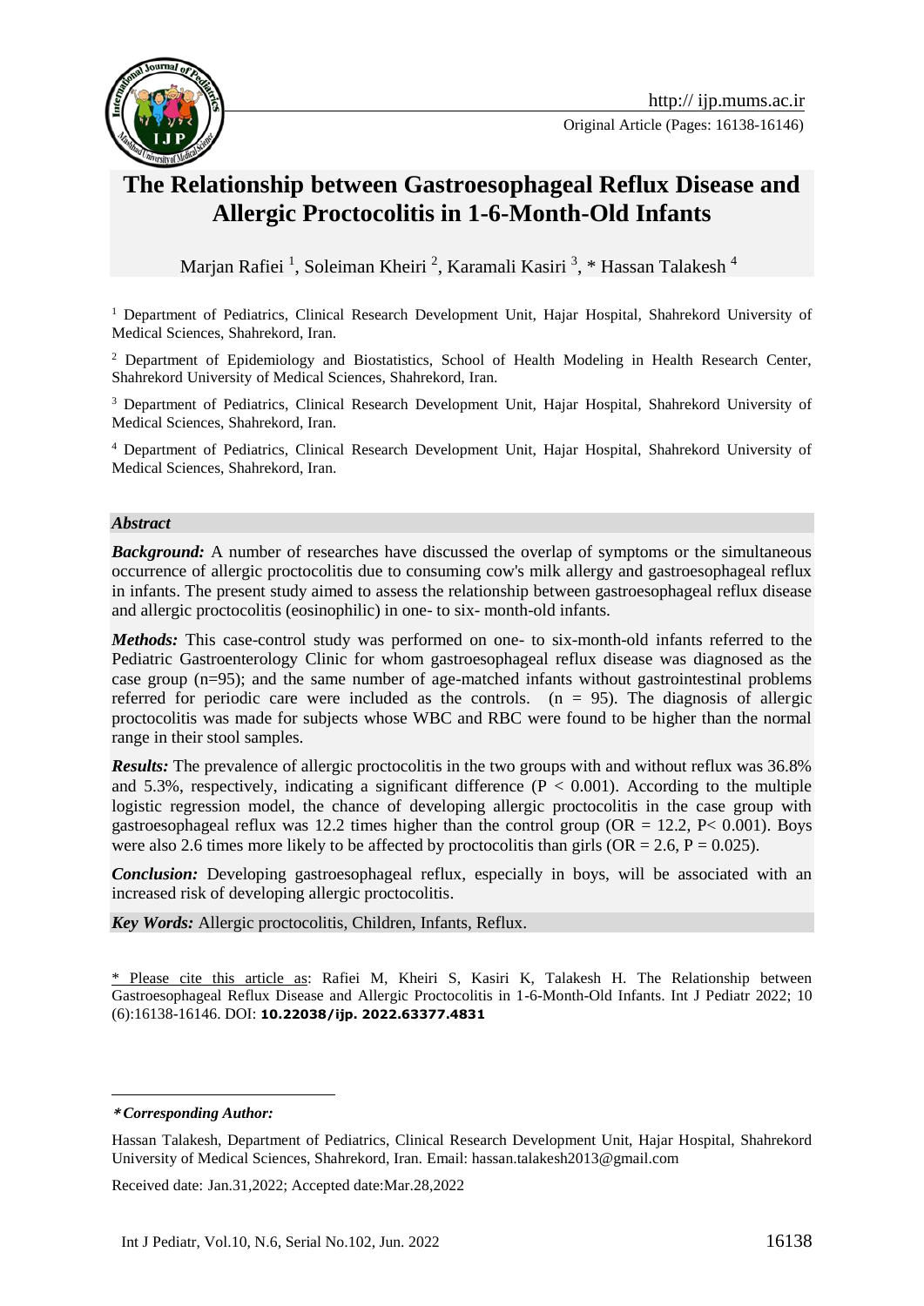# The Relationship between Gastroesophageal Reflux Disease and Allergic Proctocolitis in 1-6-Month-Old Infants

Marjan Rafiei [1], Soleiman Kheiri [2], Karamali Kasiri [3], * Hassan Talakesh [4]

[1] Department of Pediatrics, Clinical Research Development Unit, Hajar Hospital, Shahrekord University of Medical Sciences, Shahrekord, Iran.

[2] Department of Epidemiology and Biostatistics, School of Health Modeling in Health Research Center, Shahrekord University of Medical Sciences, Shahrekord, Iran.

[3] Department of Pediatrics, Clinical Research Development Unit, Hajar Hospital, Shahrekord University of Medical Sciences, Shahrekord, Iran.

[4] Department of Pediatrics, Clinical Research Development Unit, Hajar Hospital, Shahrekord University of Medical Sciences, Shahrekord, Iran.

### *Abstract*

***Background:*** A number of researches have discussed the overlap of symptoms or the simultaneous occurrence of allergic proctocolitis due to consuming cow's milk allergy and gastroesophageal reflux in infants. The present study aimed to assess the relationship between gastroesophageal reflux disease and allergic proctocolitis (eosinophilic) in one- to six- month-old infants.

***Methods:*** This case-control study was performed on one- to six-month-old infants referred to the Pediatric Gastroenterology Clinic for whom gastroesophageal reflux disease was diagnosed as the case group (n=95); and the same number of age-matched infants without gastrointestinal problems referred for periodic care were included as the controls. (n = 95). The diagnosis of allergic proctocolitis was made for subjects whose WBC and RBC were found to be higher than the normal range in their stool samples.

***Results:*** The prevalence of allergic proctocolitis in the two groups with and without reflux was 36.8% and 5.3%, respectively, indicating a significant difference ($P < 0.001$). According to the multiple logistic regression model, the chance of developing allergic proctocolitis in the case group with gastroesophageal reflux was 12.2 times higher than the control group ($OR = 12.2$, $P < 0.001$). Boys were also 2.6 times more likely to be affected by proctocolitis than girls ($OR = 2.6$, $P = 0.025$).

***Conclusion:*** Developing gastroesophageal reflux, especially in boys, will be associated with an increased risk of developing allergic proctocolitis.

***Key Words:*** Allergic proctocolitis, Children, Infants, Reflux.

\* Please cite this article as: Rafiei M, Kheiri S, Kasiri K, Talakesh H. The Relationship between Gastroesophageal Reflux Disease and Allergic Proctocolitis in 1-6-Month-Old Infants. Int J Pediatr 2022; 10 (6):16138-16146. DOI: **10.22038/ijp. 2022.63377.4831**

---

***\*Corresponding Author:***

Hassan Talakesh, Department of Pediatrics, Clinical Research Development Unit, Hajar Hospital, Shahrekord University of Medical Sciences, Shahrekord, Iran. Email: hassan.talakesh2013@gmail.com

Received date: Jan.31,2022; Accepted date:Mar.28,2022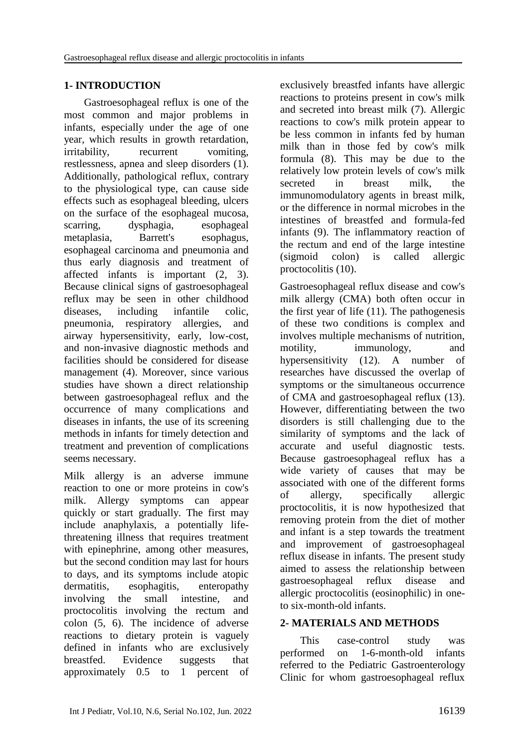## 1- INTRODUCTION

Gastroesophageal reflux is one of the most common and major problems in infants, especially under the age of one year, which results in growth retardation, irritability, recurrent vomiting, restlessness, apnea and sleep disorders (1). Additionally, pathological reflux, contrary to the physiological type, can cause side effects such as esophageal bleeding, ulcers on the surface of the esophageal mucosa, scarring, dysphagia, esophageal metaplasia, Barrett's esophagus, esophageal carcinoma and pneumonia and thus early diagnosis and treatment of affected infants is important (2, 3). Because clinical signs of gastroesophageal reflux may be seen in other childhood diseases, including infantile colic, pneumonia, respiratory allergies, and airway hypersensitivity, early, low-cost, and non-invasive diagnostic methods and facilities should be considered for disease management (4). Moreover, since various studies have shown a direct relationship between gastroesophageal reflux and the occurrence of many complications and diseases in infants, the use of its screening methods in infants for timely detection and treatment and prevention of complications seems necessary.

Milk allergy is an adverse immune reaction to one or more proteins in cow's milk. Allergy symptoms can appear quickly or start gradually. The first may include anaphylaxis, a potentially life-threatening illness that requires treatment with epinephrine, among other measures, but the second condition may last for hours to days, and its symptoms include atopic dermatitis, esophagitis, enteropathy involving the small intestine, and proctocolitis involving the rectum and colon (5, 6). The incidence of adverse reactions to dietary protein is vaguely defined in infants who are exclusively breastfed. Evidence suggests that approximately 0.5 to 1 percent of exclusively breastfed infants have allergic reactions to proteins present in cow's milk and secreted into breast milk (7). Allergic reactions to cow's milk protein appear to be less common in infants fed by human milk than in those fed by cow's milk formula (8). This may be due to the relatively low protein levels of cow's milk secreted in breast milk, the immunomodulatory agents in breast milk, or the difference in normal microbes in the intestines of breastfed and formula-fed infants (9). The inflammatory reaction of the rectum and end of the large intestine (sigmoid colon) is called allergic proctocolitis (10).

Gastroesophageal reflux disease and cow's milk allergy (CMA) both often occur in the first year of life (11). The pathogenesis of these two conditions is complex and involves multiple mechanisms of nutrition, motility, immunology, and hypersensitivity (12). A number of researches have discussed the overlap of symptoms or the simultaneous occurrence of CMA and gastroesophageal reflux (13). However, differentiating between the two disorders is still challenging due to the similarity of symptoms and the lack of accurate and useful diagnostic tests. Because gastroesophageal reflux has a wide variety of causes that may be associated with one of the different forms of allergy, specifically allergic proctocolitis, it is now hypothesized that removing protein from the diet of mother and infant is a step towards the treatment and improvement of gastroesophageal reflux disease in infants. The present study aimed to assess the relationship between gastroesophageal reflux disease and allergic proctocolitis (eosinophilic) in one-to six-month-old infants.

## 2- MATERIALS AND METHODS

This case-control study was performed on 1-6-month-old infants referred to the Pediatric Gastroenterology Clinic for whom gastroesophageal reflux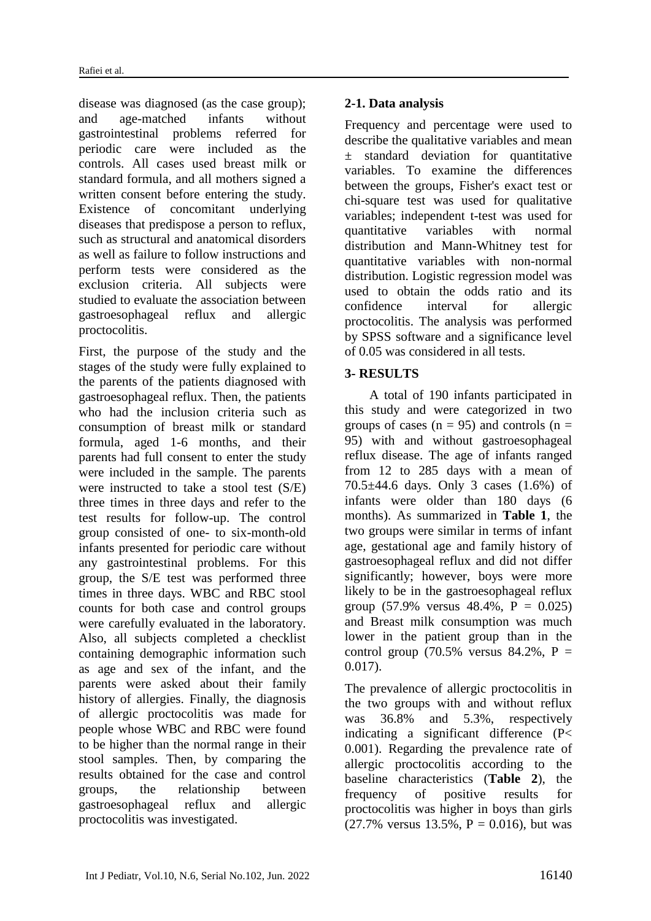disease was diagnosed (as the case group); and age-matched infants without gastrointestinal problems referred for periodic care were included as the controls. All cases used breast milk or standard formula, and all mothers signed a written consent before entering the study. Existence of concomitant underlying diseases that predispose a person to reflux, such as structural and anatomical disorders as well as failure to follow instructions and perform tests were considered as the exclusion criteria. All subjects were studied to evaluate the association between gastroesophageal reflux and allergic proctocolitis.

First, the purpose of the study and the stages of the study were fully explained to the parents of the patients diagnosed with gastroesophageal reflux. Then, the patients who had the inclusion criteria such as consumption of breast milk or standard formula, aged 1-6 months, and their parents had full consent to enter the study were included in the sample. The parents were instructed to take a stool test (S/E) three times in three days and refer to the test results for follow-up. The control group consisted of one- to six-month-old infants presented for periodic care without any gastrointestinal problems. For this group, the S/E test was performed three times in three days. WBC and RBC stool counts for both case and control groups were carefully evaluated in the laboratory. Also, all subjects completed a checklist containing demographic information such as age and sex of the infant, and the parents were asked about their family history of allergies. Finally, the diagnosis of allergic proctocolitis was made for people whose WBC and RBC were found to be higher than the normal range in their stool samples. Then, by comparing the results obtained for the case and control groups, the relationship between gastroesophageal reflux and allergic proctocolitis was investigated.

### 2-1. Data analysis

Frequency and percentage were used to describe the qualitative variables and mean ± standard deviation for quantitative variables. To examine the differences between the groups, Fisher's exact test or chi-square test was used for qualitative variables; independent t-test was used for quantitative variables with normal distribution and Mann-Whitney test for quantitative variables with non-normal distribution. Logistic regression model was used to obtain the odds ratio and its confidence interval for allergic proctocolitis. The analysis was performed by SPSS software and a significance level of 0.05 was considered in all tests.

## 3- RESULTS

A total of 190 infants participated in this study and were categorized in two groups of cases ($n = 95$) and controls ($n = 95$) with and without gastroesophageal reflux disease. The age of infants ranged from 12 to 285 days with a mean of 70.5±44.6 days. Only 3 cases (1.6%) of infants were older than 180 days (6 months). As summarized in **Table 1**, the two groups were similar in terms of infant age, gestational age and family history of gastroesophageal reflux and did not differ significantly; however, boys were more likely to be in the gastroesophageal reflux group (57.9% versus 48.4%, $P = 0.025$) and Breast milk consumption was much lower in the patient group than in the control group (70.5% versus 84.2%, $P = 0.017$).

The prevalence of allergic proctocolitis in the two groups with and without reflux was 36.8% and 5.3%, respectively indicating a significant difference ($P< 0.001$). Regarding the prevalence rate of allergic proctocolitis according to the baseline characteristics (**Table 2**), the frequency of positive results for proctocolitis was higher in boys than girls (27.7% versus 13.5%, $P = 0.016$), but was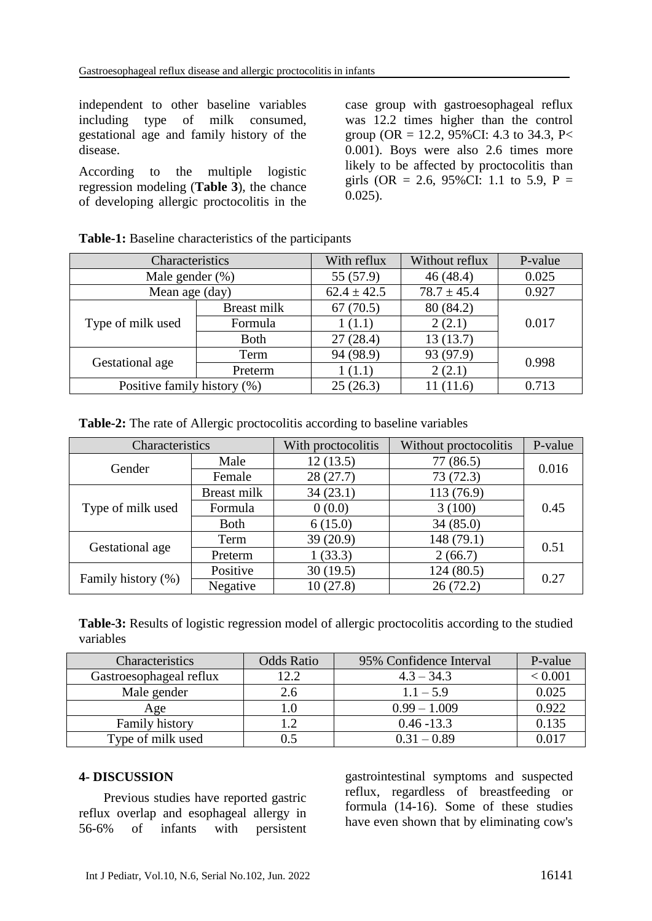independent to other baseline variables including type of milk consumed, gestational age and family history of the disease.

According to the multiple logistic regression modeling (**Table 3**), the chance of developing allergic proctocolitis in the case group with gastroesophageal reflux was 12.2 times higher than the control group (OR = 12.2, 95%CI: 4.3 to 34.3, P< 0.001). Boys were also 2.6 times more likely to be affected by proctocolitis than girls (OR = 2.6, 95%CI: 1.1 to 5.9, P = 0.025).

**Table-1:** Baseline characteristics of the participants

| Characteristics | | With reflux | Without reflux | P-value |
|---|---|---|---|---|
| Male gender (%) | | 55 (57.9) | 46 (48.4) | 0.025 |
| Mean age (day) | | 62.4 ± 42.5 | 78.7 ± 45.4 | 0.927 |
| Type of milk used | Breast milk | 67 (70.5) | 80 (84.2) | 0.017 |
| | Formula | 1 (1.1) | 2 (2.1) | |
| | Both | 27 (28.4) | 13 (13.7) | |
| Gestational age | Term | 94 (98.9) | 93 (97.9) | 0.998 |
| | Preterm | 1 (1.1) | 2 (2.1) | |
| Positive family history (%) | | 25 (26.3) | 11 (11.6) | 0.713 |

**Table-2:** The rate of Allergic proctocolitis according to baseline variables

| Characteristics | | With proctocolitis | Without proctocolitis | P-value |
|---|---|---|---|---|
| Gender | Male | 12 (13.5) | 77 (86.5) | 0.016 |
| | Female | 28 (27.7) | 73 (72.3) | |
| Type of milk used | Breast milk | 34 (23.1) | 113 (76.9) | 0.45 |
| | Formula | 0 (0.0) | 3 (100) | |
| | Both | 6 (15.0) | 34 (85.0) | |
| Gestational age | Term | 39 (20.9) | 148 (79.1) | 0.51 |
| | Preterm | 1 (33.3) | 2 (66.7) | |
| Family history (%) | Positive | 30 (19.5) | 124 (80.5) | 0.27 |
| | Negative | 10 (27.8) | 26 (72.2) | |

**Table-3:** Results of logistic regression model of allergic proctocolitis according to the studied variables

| Characteristics | Odds Ratio | 95% Confidence Interval | P-value |
|---|---|---|---|
| Gastroesophageal reflux | 12.2 | 4.3 – 34.3 | < 0.001 |
| Male gender | 2.6 | 1.1 – 5.9 | 0.025 |
| Age | 1.0 | 0.99 – 1.009 | 0.922 |
| Family history | 1.2 | 0.46 -13.3 | 0.135 |
| Type of milk used | 0.5 | 0.31 – 0.89 | 0.017 |

## 4- DISCUSSION

Previous studies have reported gastric reflux overlap and esophageal allergy in 56-6% of infants with persistent gastrointestinal symptoms and suspected reflux, regardless of breastfeeding or formula (14-16). Some of these studies have even shown that by eliminating cow's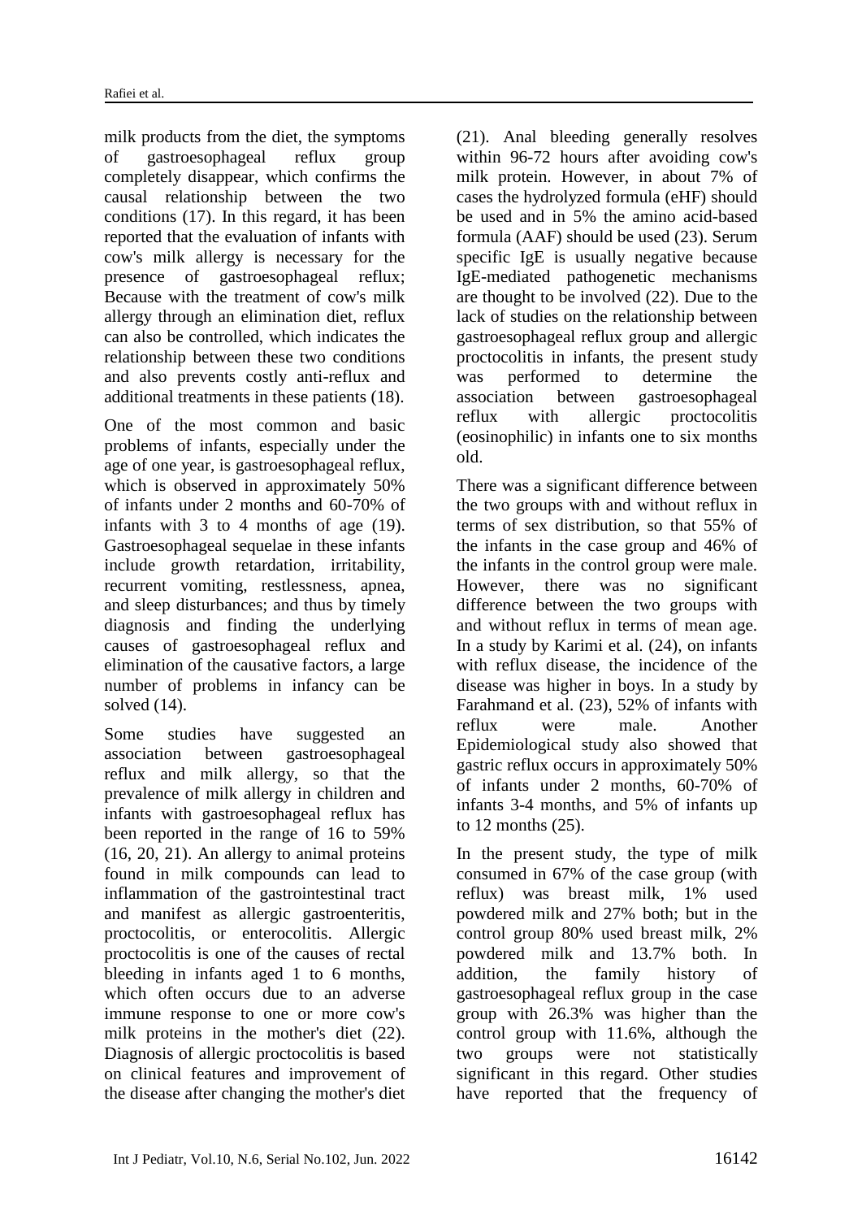milk products from the diet, the symptoms of gastroesophageal reflux group completely disappear, which confirms the causal relationship between the two conditions (17). In this regard, it has been reported that the evaluation of infants with cow's milk allergy is necessary for the presence of gastroesophageal reflux; Because with the treatment of cow's milk allergy through an elimination diet, reflux can also be controlled, which indicates the relationship between these two conditions and also prevents costly anti-reflux and additional treatments in these patients (18).

One of the most common and basic problems of infants, especially under the age of one year, is gastroesophageal reflux, which is observed in approximately 50% of infants under 2 months and 60-70% of infants with 3 to 4 months of age (19). Gastroesophageal sequelae in these infants include growth retardation, irritability, recurrent vomiting, restlessness, apnea, and sleep disturbances; and thus by timely diagnosis and finding the underlying causes of gastroesophageal reflux and elimination of the causative factors, a large number of problems in infancy can be solved (14).

Some studies have suggested an association between gastroesophageal reflux and milk allergy, so that the prevalence of milk allergy in children and infants with gastroesophageal reflux has been reported in the range of 16 to 59% (16, 20, 21). An allergy to animal proteins found in milk compounds can lead to inflammation of the gastrointestinal tract and manifest as allergic gastroenteritis, proctocolitis, or enterocolitis. Allergic proctocolitis is one of the causes of rectal bleeding in infants aged 1 to 6 months, which often occurs due to an adverse immune response to one or more cow's milk proteins in the mother's diet (22). Diagnosis of allergic proctocolitis is based on clinical features and improvement of the disease after changing the mother's diet (21). Anal bleeding generally resolves within 96-72 hours after avoiding cow's milk protein. However, in about 7% of cases the hydrolyzed formula (eHF) should be used and in 5% the amino acid-based formula (AAF) should be used (23). Serum specific IgE is usually negative because IgE-mediated pathogenetic mechanisms are thought to be involved (22). Due to the lack of studies on the relationship between gastroesophageal reflux group and allergic proctocolitis in infants, the present study was performed to determine the association between gastroesophageal reflux with allergic proctocolitis (eosinophilic) in infants one to six months old.

There was a significant difference between the two groups with and without reflux in terms of sex distribution, so that 55% of the infants in the case group and 46% of the infants in the control group were male. However, there was no significant difference between the two groups with and without reflux in terms of mean age. In a study by Karimi et al. (24), on infants with reflux disease, the incidence of the disease was higher in boys. In a study by Farahmand et al. (23), 52% of infants with reflux were male. Another Epidemiological study also showed that gastric reflux occurs in approximately 50% of infants under 2 months, 60-70% of infants 3-4 months, and 5% of infants up to 12 months (25).

In the present study, the type of milk consumed in 67% of the case group (with reflux) was breast milk, 1% used powdered milk and 27% both; but in the control group 80% used breast milk, 2% powdered milk and 13.7% both. In addition, the family history of gastroesophageal reflux group in the case group with 26.3% was higher than the control group with 11.6%, although the two groups were not statistically significant in this regard. Other studies have reported that the frequency of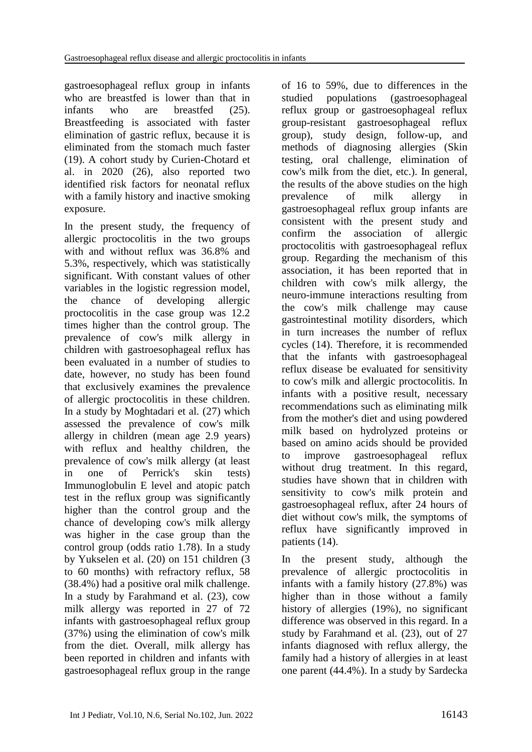gastroesophageal reflux group in infants who are breastfed is lower than that in infants who are breastfed (25). Breastfeeding is associated with faster elimination of gastric reflux, because it is eliminated from the stomach much faster (19). A cohort study by Curien-Chotard et al. in 2020 (26), also reported two identified risk factors for neonatal reflux with a family history and inactive smoking exposure.

In the present study, the frequency of allergic proctocolitis in the two groups with and without reflux was 36.8% and 5.3%, respectively, which was statistically significant. With constant values of other variables in the logistic regression model, the chance of developing allergic proctocolitis in the case group was 12.2 times higher than the control group. The prevalence of cow's milk allergy in children with gastroesophageal reflux has been evaluated in a number of studies to date, however, no study has been found that exclusively examines the prevalence of allergic proctocolitis in these children. In a study by Moghtadari et al. (27) which assessed the prevalence of cow's milk allergy in children (mean age 2.9 years) with reflux and healthy children, the prevalence of cow's milk allergy (at least in one of Perrick's skin tests) Immunoglobulin E level and atopic patch test in the reflux group was significantly higher than the control group and the chance of developing cow's milk allergy was higher in the case group than the control group (odds ratio 1.78). In a study by Yukselen et al. (20) on 151 children (3 to 60 months) with refractory reflux, 58 (38.4%) had a positive oral milk challenge. In a study by Farahmand et al. (23), cow milk allergy was reported in 27 of 72 infants with gastroesophageal reflux group (37%) using the elimination of cow's milk from the diet. Overall, milk allergy has been reported in children and infants with gastroesophageal reflux group in the range of 16 to 59%, due to differences in the studied populations (gastroesophageal reflux group or gastroesophageal reflux group-resistant gastroesophageal reflux group), study design, follow-up, and methods of diagnosing allergies (Skin testing, oral challenge, elimination of cow's milk from the diet, etc.). In general, the results of the above studies on the high prevalence of milk allergy in gastroesophageal reflux group infants are consistent with the present study and confirm the association of allergic proctocolitis with gastroesophageal reflux group. Regarding the mechanism of this association, it has been reported that in children with cow's milk allergy, the neuro-immune interactions resulting from the cow's milk challenge may cause gastrointestinal motility disorders, which in turn increases the number of reflux cycles (14). Therefore, it is recommended that the infants with gastroesophageal reflux disease be evaluated for sensitivity to cow's milk and allergic proctocolitis. In infants with a positive result, necessary recommendations such as eliminating milk from the mother's diet and using powdered milk based on hydrolyzed proteins or based on amino acids should be provided to improve gastroesophageal reflux without drug treatment. In this regard, studies have shown that in children with sensitivity to cow's milk protein and gastroesophageal reflux, after 24 hours of diet without cow's milk, the symptoms of reflux have significantly improved in patients (14).

In the present study, although the prevalence of allergic proctocolitis in infants with a family history (27.8%) was higher than in those without a family history of allergies (19%), no significant difference was observed in this regard. In a study by Farahmand et al. (23), out of 27 infants diagnosed with reflux allergy, the family had a history of allergies in at least one parent (44.4%). In a study by Sardecka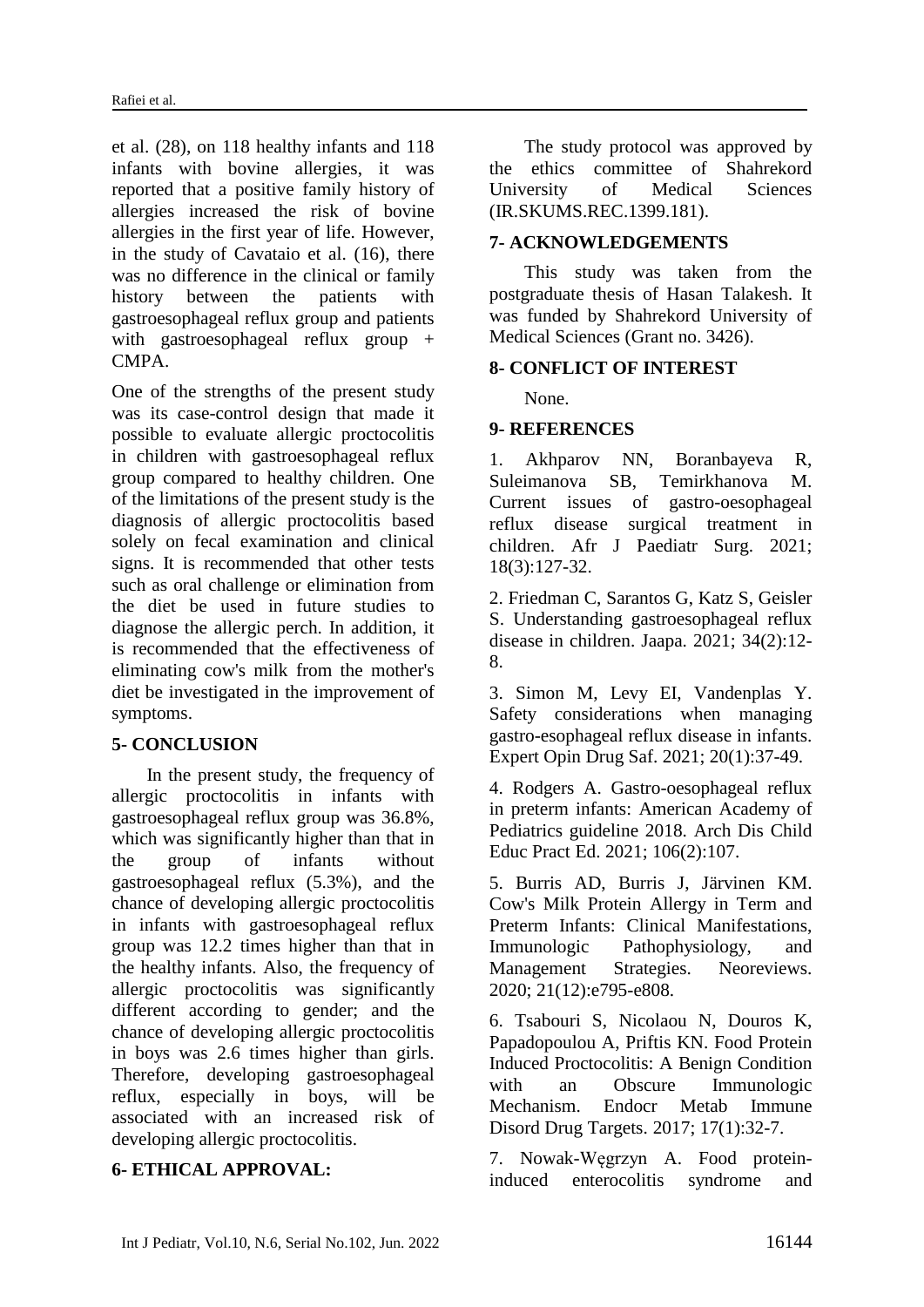et al. (28), on 118 healthy infants and 118 infants with bovine allergies, it was reported that a positive family history of allergies increased the risk of bovine allergies in the first year of life. However, in the study of Cavataio et al. (16), there was no difference in the clinical or family history between the patients with gastroesophageal reflux group and patients with gastroesophageal reflux group + CMPA.

One of the strengths of the present study was its case-control design that made it possible to evaluate allergic proctocolitis in children with gastroesophageal reflux group compared to healthy children. One of the limitations of the present study is the diagnosis of allergic proctocolitis based solely on fecal examination and clinical signs. It is recommended that other tests such as oral challenge or elimination from the diet be used in future studies to diagnose the allergic perch. In addition, it is recommended that the effectiveness of eliminating cow's milk from the mother's diet be investigated in the improvement of symptoms.

## 5- CONCLUSION

In the present study, the frequency of allergic proctocolitis in infants with gastroesophageal reflux group was 36.8%, which was significantly higher than that in the group of infants without gastroesophageal reflux (5.3%), and the chance of developing allergic proctocolitis in infants with gastroesophageal reflux group was 12.2 times higher than that in the healthy infants. Also, the frequency of allergic proctocolitis was significantly different according to gender; and the chance of developing allergic proctocolitis in boys was 2.6 times higher than girls. Therefore, developing gastroesophageal reflux, especially in boys, will be associated with an increased risk of developing allergic proctocolitis.

## 6- ETHICAL APPROVAL:

The study protocol was approved by the ethics committee of Shahrekord University of Medical Sciences (IR.SKUMS.REC.1399.181).

## 7- ACKNOWLEDGEMENTS

This study was taken from the postgraduate thesis of Hasan Talakesh. It was funded by Shahrekord University of Medical Sciences (Grant no. 3426).

## 8- CONFLICT OF INTEREST

None.

## 9- REFERENCES

1. Akhparov NN, Boranbayeva R, Suleimanova SB, Temirkhanova M. Current issues of gastro-oesophageal reflux disease surgical treatment in children. Afr J Paediatr Surg. 2021; 18(3):127-32.

2. Friedman C, Sarantos G, Katz S, Geisler S. Understanding gastroesophageal reflux disease in children. Jaapa. 2021; 34(2):12-8.

3. Simon M, Levy EI, Vandenplas Y. Safety considerations when managing gastro-esophageal reflux disease in infants. Expert Opin Drug Saf. 2021; 20(1):37-49.

4. Rodgers A. Gastro-oesophageal reflux in preterm infants: American Academy of Pediatrics guideline 2018. Arch Dis Child Educ Pract Ed. 2021; 106(2):107.

5. Burris AD, Burris J, Järvinen KM. Cow's Milk Protein Allergy in Term and Preterm Infants: Clinical Manifestations, Immunologic Pathophysiology, and Management Strategies. Neoreviews. 2020; 21(12):e795-e808.

6. Tsabouri S, Nicolaou N, Douros K, Papadopoulou A, Priftis KN. Food Protein Induced Proctocolitis: A Benign Condition with an Obscure Immunologic Mechanism. Endocr Metab Immune Disord Drug Targets. 2017; 17(1):32-7.

7. Nowak-Węgrzyn A. Food protein-induced enterocolitis syndrome and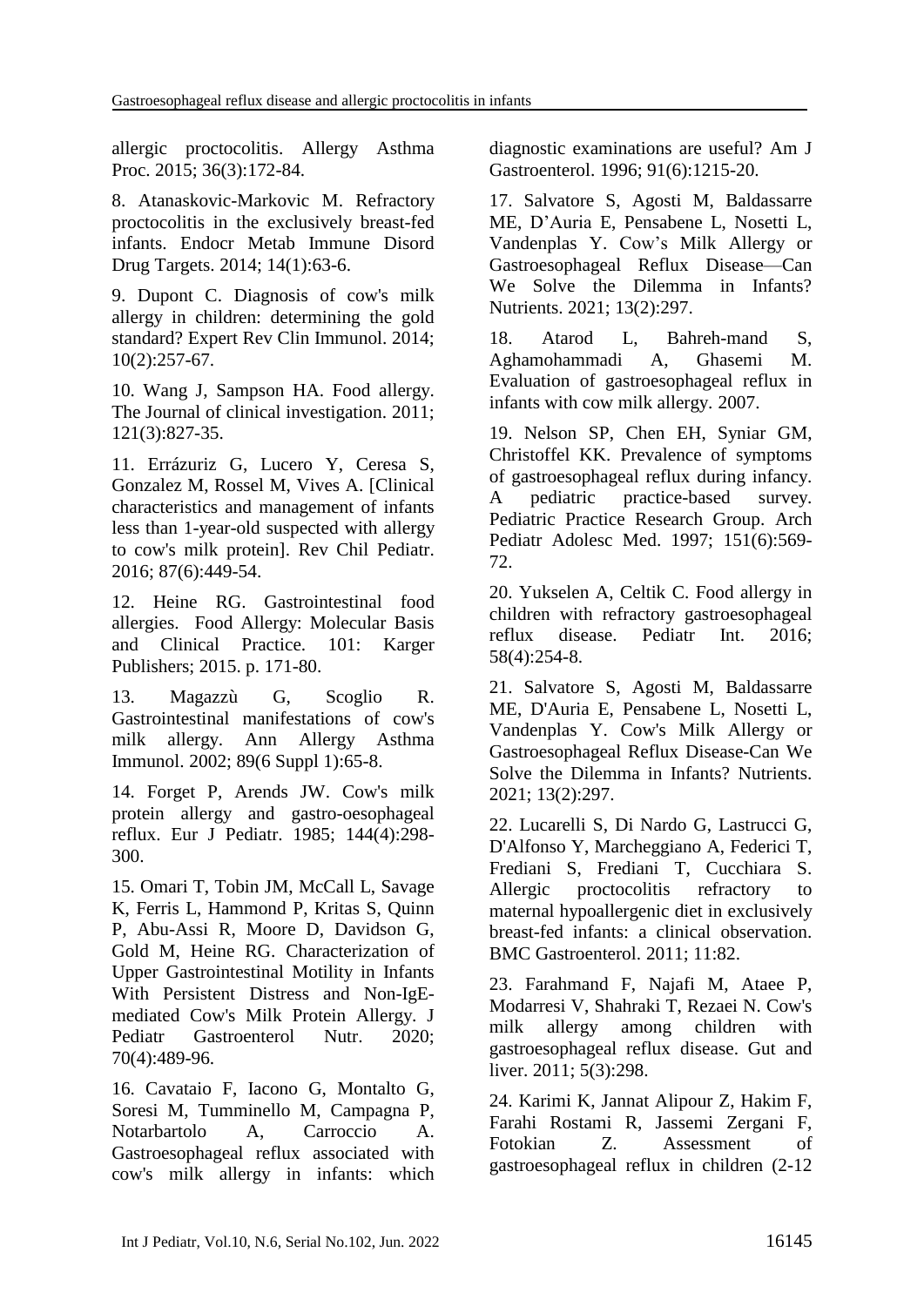allergic proctocolitis. Allergy Asthma Proc. 2015; 36(3):172-84.

8. Atanaskovic-Markovic M. Refractory proctocolitis in the exclusively breast-fed infants. Endocr Metab Immune Disord Drug Targets. 2014; 14(1):63-6.

9. Dupont C. Diagnosis of cow's milk allergy in children: determining the gold standard? Expert Rev Clin Immunol. 2014; 10(2):257-67.

10. Wang J, Sampson HA. Food allergy. The Journal of clinical investigation. 2011; 121(3):827-35.

11. Errázuriz G, Lucero Y, Ceresa S, Gonzalez M, Rossel M, Vives A. [Clinical characteristics and management of infants less than 1-year-old suspected with allergy to cow's milk protein]. Rev Chil Pediatr. 2016; 87(6):449-54.

12. Heine RG. Gastrointestinal food allergies. Food Allergy: Molecular Basis and Clinical Practice. 101: Karger Publishers; 2015. p. 171-80.

13. Magazzù G, Scoglio R. Gastrointestinal manifestations of cow's milk allergy. Ann Allergy Asthma Immunol. 2002; 89(6 Suppl 1):65-8.

14. Forget P, Arends JW. Cow's milk protein allergy and gastro-oesophageal reflux. Eur J Pediatr. 1985; 144(4):298-300.

15. Omari T, Tobin JM, McCall L, Savage K, Ferris L, Hammond P, Kritas S, Quinn P, Abu-Assi R, Moore D, Davidson G, Gold M, Heine RG. Characterization of Upper Gastrointestinal Motility in Infants With Persistent Distress and Non-IgE-mediated Cow's Milk Protein Allergy. J Pediatr Gastroenterol Nutr. 2020; 70(4):489-96.

16. Cavataio F, Iacono G, Montalto G, Soresi M, Tumminello M, Campagna P, Notarbartolo A, Carroccio A. Gastroesophageal reflux associated with cow's milk allergy in infants: which diagnostic examinations are useful? Am J Gastroenterol. 1996; 91(6):1215-20.

17. Salvatore S, Agosti M, Baldassarre ME, D'Auria E, Pensabene L, Nosetti L, Vandenplas Y. Cow's Milk Allergy or Gastroesophageal Reflux Disease—Can We Solve the Dilemma in Infants? Nutrients. 2021; 13(2):297.

18. Atarod L, Bahreh-mand S, Aghamohammadi A, Ghasemi M. Evaluation of gastroesophageal reflux in infants with cow milk allergy. 2007.

19. Nelson SP, Chen EH, Syniar GM, Christoffel KK. Prevalence of symptoms of gastroesophageal reflux during infancy. A pediatric practice-based survey. Pediatric Practice Research Group. Arch Pediatr Adolesc Med. 1997; 151(6):569-72.

20. Yukselen A, Celtik C. Food allergy in children with refractory gastroesophageal reflux disease. Pediatr Int. 2016; 58(4):254-8.

21. Salvatore S, Agosti M, Baldassarre ME, D'Auria E, Pensabene L, Nosetti L, Vandenplas Y. Cow's Milk Allergy or Gastroesophageal Reflux Disease-Can We Solve the Dilemma in Infants? Nutrients. 2021; 13(2):297.

22. Lucarelli S, Di Nardo G, Lastrucci G, D'Alfonso Y, Marcheggiano A, Federici T, Frediani S, Frediani T, Cucchiara S. Allergic proctocolitis refractory to maternal hypoallergenic diet in exclusively breast-fed infants: a clinical observation. BMC Gastroenterol. 2011; 11:82.

23. Farahmand F, Najafi M, Ataee P, Modarresi V, Shahraki T, Rezaei N. Cow's milk allergy among children with gastroesophageal reflux disease. Gut and liver. 2011; 5(3):298.

24. Karimi K, Jannat Alipour Z, Hakim F, Farahi Rostami R, Jassemi Zergani F, Fotokian Z. Assessment of gastroesophageal reflux in children (2-12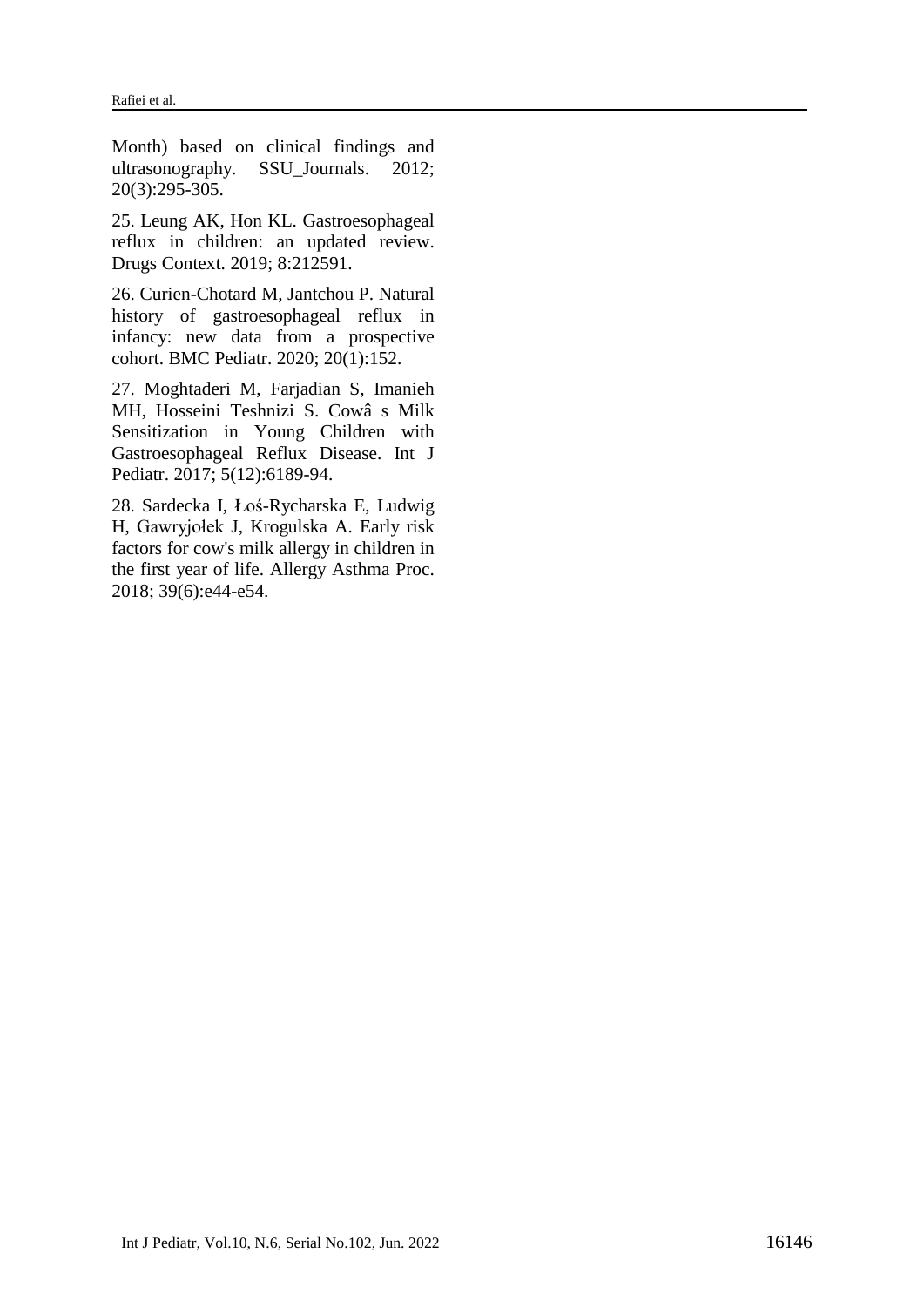Month) based on clinical findings and ultrasonography. SSU_Journals. 2012; 20(3):295-305.

25. Leung AK, Hon KL. Gastroesophageal reflux in children: an updated review. Drugs Context. 2019; 8:212591.

26. Curien-Chotard M, Jantchou P. Natural history of gastroesophageal reflux in infancy: new data from a prospective cohort. BMC Pediatr. 2020; 20(1):152.

27. Moghtaderi M, Farjadian S, Imanieh MH, Hosseini Teshnizi S. Cowâ s Milk Sensitization in Young Children with Gastroesophageal Reflux Disease. Int J Pediatr. 2017; 5(12):6189-94.

28. Sardecka I, Łoś-Rycharska E, Ludwig H, Gawryjołek J, Krogulska A. Early risk factors for cow's milk allergy in children in the first year of life. Allergy Asthma Proc. 2018; 39(6):e44-e54.